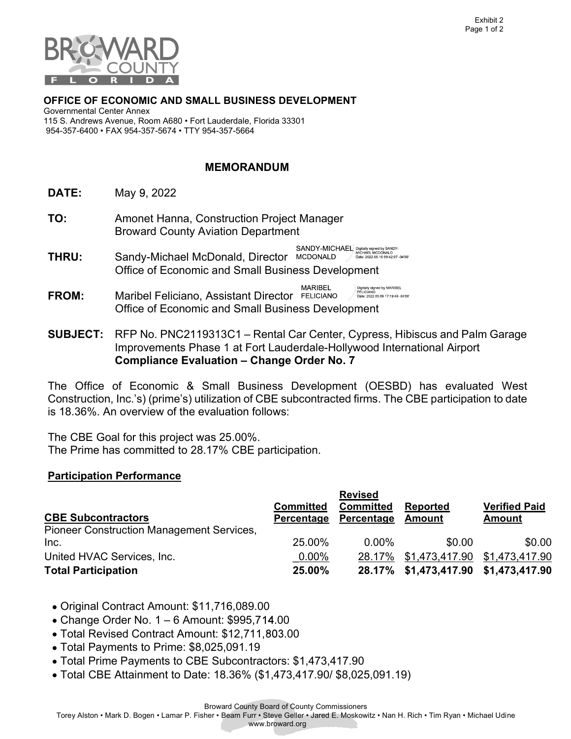Exhibit 2

BROWARD COUNTY FLORIDA

**OFFICE OF ECONOMIC AND SMALL BUSINESS DEVELOPMENT**
Governmental Center Annex
115 S. Andrews Avenue, Room A680 • Fort Lauderdale, Florida 33301
954-357-6400 • FAX 954-357-5674 • TTY 954-357-5664

## MEMORANDUM

**DATE:** May 9, 2022

**TO:** Amonet Hanna, Construction Project Manager
Broward County Aviation Department

**THRU:** Sandy-Michael McDonald, Director
Office of Economic and Small Business Development

SANDY-MICHAEL MCDONALD Digitally signed by SANDY-MICHAEL MCDONALD Date: 2022.05.10 09:42:07 -04'00'

**FROM:** Maribel Feliciano, Assistant Director
Office of Economic and Small Business Development

MARIBEL FELICIANO Digitally signed by MARIBEL FELICIANO Date: 2022.05.09 17:19:49 -04'00'

**SUBJECT:** RFP No. PNC2119313C1 – Rental Car Center, Cypress, Hibiscus and Palm Garage Improvements Phase 1 at Fort Lauderdale-Hollywood International Airport
**Compliance Evaluation – Change Order No. 7**

The Office of Economic & Small Business Development (OESBD) has evaluated West Construction, Inc.'s) (prime's) utilization of CBE subcontracted firms. The CBE participation to date is 18.36%. An overview of the evaluation follows:

The CBE Goal for this project was 25.00%.
The Prime has committed to 28.17% CBE participation.

**Participation Performance**

| CBE Subcontractors | Committed Percentage | Revised Committed Percentage | Reported Amount | Verified Paid Amount |
|---|---|---|---|---|
| Pioneer Construction Management Services, Inc. | 25.00% | 0.00% | $0.00 | $0.00 |
| United HVAC Services, Inc. | 0.00% | 28.17% | $1,473,417.90 | $1,473,417.90 |
| **Total Participation** | **25.00%** | **28.17%** | **$1,473,417.90** | **$1,473,417.90** |

- Original Contract Amount: $11,716,089.00
- Change Order No. 1 – 6 Amount: $995,714.00
- Total Revised Contract Amount: $12,711,803.00
- Total Payments to Prime: $8,025,091.19
- Total Prime Payments to CBE Subcontractors: $1,473,417.90
- Total CBE Attainment to Date: 18.36% ($1,473,417.90/ $8,025,091.19)

Broward County Board of County Commissioners
Torey Alston • Mark D. Bogen • Lamar P. Fisher • Beam Furr • Steve Geller • Jared E. Moskowitz • Nan H. Rich • Tim Ryan • Michael Udine
www.broward.org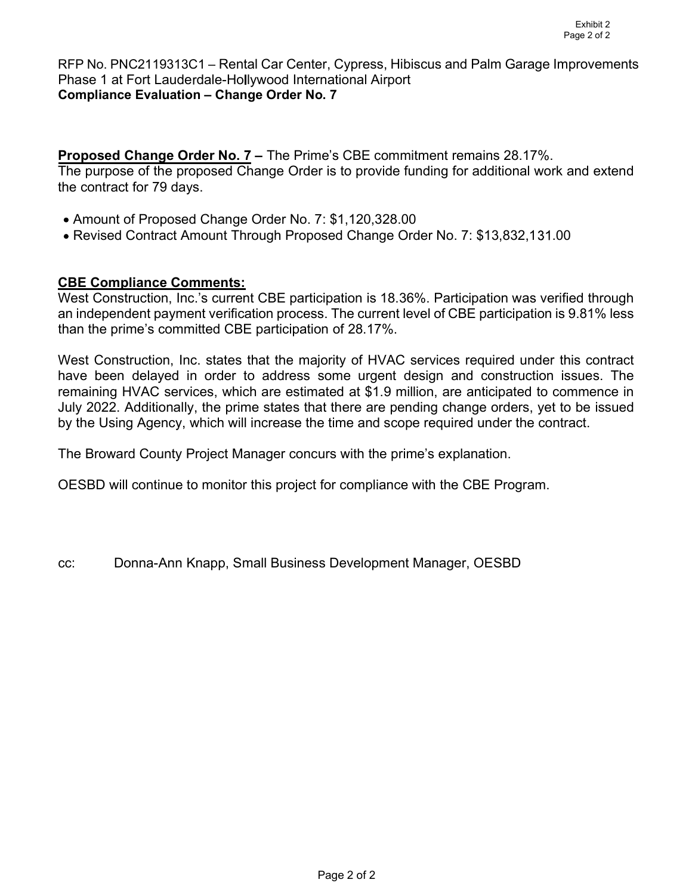RFP No. PNC2119313C1 – Rental Car Center, Cypress, Hibiscus and Palm Garage Improvements Phase 1 at Fort Lauderdale-Hollywood International Airport
**Compliance Evaluation – Change Order No. 7**

**Proposed Change Order No. 7 –** The Prime's CBE commitment remains 28.17%. The purpose of the proposed Change Order is to provide funding for additional work and extend the contract for 79 days.

- Amount of Proposed Change Order No. 7: $1,120,328.00
- Revised Contract Amount Through Proposed Change Order No. 7: $13,832,131.00

**CBE Compliance Comments:**

West Construction, Inc.'s current CBE participation is 18.36%. Participation was verified through an independent payment verification process. The current level of CBE participation is 9.81% less than the prime's committed CBE participation of 28.17%.

West Construction, Inc. states that the majority of HVAC services required under this contract have been delayed in order to address some urgent design and construction issues. The remaining HVAC services, which are estimated at $1.9 million, are anticipated to commence in July 2022. Additionally, the prime states that there are pending change orders, yet to be issued by the Using Agency, which will increase the time and scope required under the contract.

The Broward County Project Manager concurs with the prime's explanation.

OESBD will continue to monitor this project for compliance with the CBE Program.

cc: Donna-Ann Knapp, Small Business Development Manager, OESBD